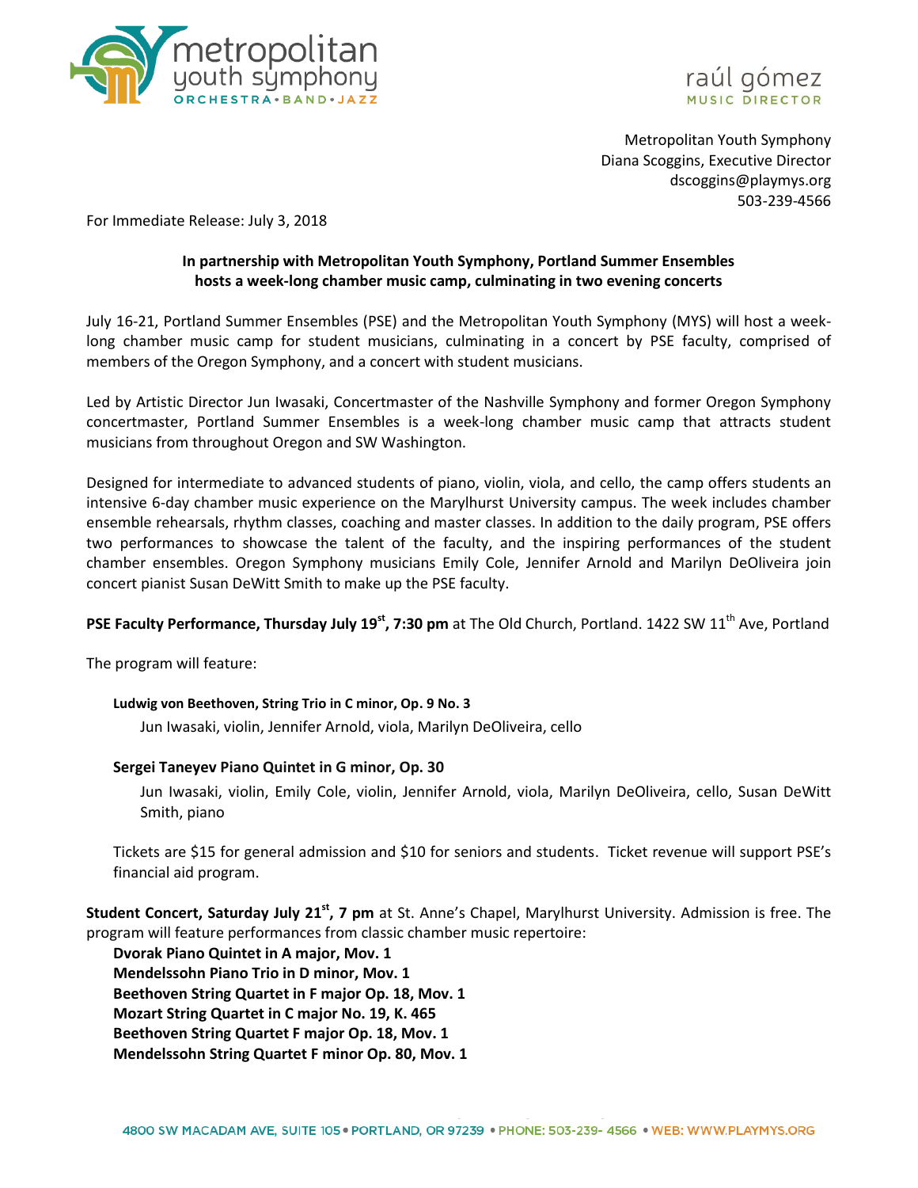metropolitan youth symphony
ORCHESTRA • BAND • JAZZ

raúl gómez
MUSIC DIRECTOR

Metropolitan Youth Symphony
Diana Scoggins, Executive Director
dscoggins@playmys.org
503-239-4566

For Immediate Release: July 3, 2018

**In partnership with Metropolitan Youth Symphony, Portland Summer Ensembles hosts a week-long chamber music camp, culminating in two evening concerts**

July 16-21, Portland Summer Ensembles (PSE) and the Metropolitan Youth Symphony (MYS) will host a week-long chamber music camp for student musicians, culminating in a concert by PSE faculty, comprised of members of the Oregon Symphony, and a concert with student musicians.

Led by Artistic Director Jun Iwasaki, Concertmaster of the Nashville Symphony and former Oregon Symphony concertmaster, Portland Summer Ensembles is a week-long chamber music camp that attracts student musicians from throughout Oregon and SW Washington.

Designed for intermediate to advanced students of piano, violin, viola, and cello, the camp offers students an intensive 6-day chamber music experience on the Marylhurst University campus. The week includes chamber ensemble rehearsals, rhythm classes, coaching and master classes. In addition to the daily program, PSE offers two performances to showcase the talent of the faculty, and the inspiring performances of the student chamber ensembles. Oregon Symphony musicians Emily Cole, Jennifer Arnold and Marilyn DeOliveira join concert pianist Susan DeWitt Smith to make up the PSE faculty.

**PSE Faculty Performance, Thursday July 19st, 7:30 pm** at The Old Church, Portland. 1422 SW 11th Ave, Portland

The program will feature:

**Ludwig von Beethoven, String Trio in C minor, Op. 9 No. 3**
Jun Iwasaki, violin, Jennifer Arnold, viola, Marilyn DeOliveira, cello

**Sergei Taneyev Piano Quintet in G minor, Op. 30**
Jun Iwasaki, violin, Emily Cole, violin, Jennifer Arnold, viola, Marilyn DeOliveira, cello, Susan DeWitt Smith, piano

Tickets are $15 for general admission and $10 for seniors and students. Ticket revenue will support PSE's financial aid program.

**Student Concert, Saturday July 21st, 7 pm** at St. Anne's Chapel, Marylhurst University. Admission is free. The program will feature performances from classic chamber music repertoire:

**Dvorak Piano Quintet in A major, Mov. 1**
**Mendelssohn Piano Trio in D minor, Mov. 1**
**Beethoven String Quartet in F major Op. 18, Mov. 1**
**Mozart String Quartet in C major No. 19, K. 465**
**Beethoven String Quartet F major Op. 18, Mov. 1**
**Mendelssohn String Quartet F minor Op. 80, Mov. 1**

4800 SW MACADAM AVE, SUITE 105 • PORTLAND, OR 97239 • PHONE: 503-239- 4566 • WEB: WWW.PLAYMYS.ORG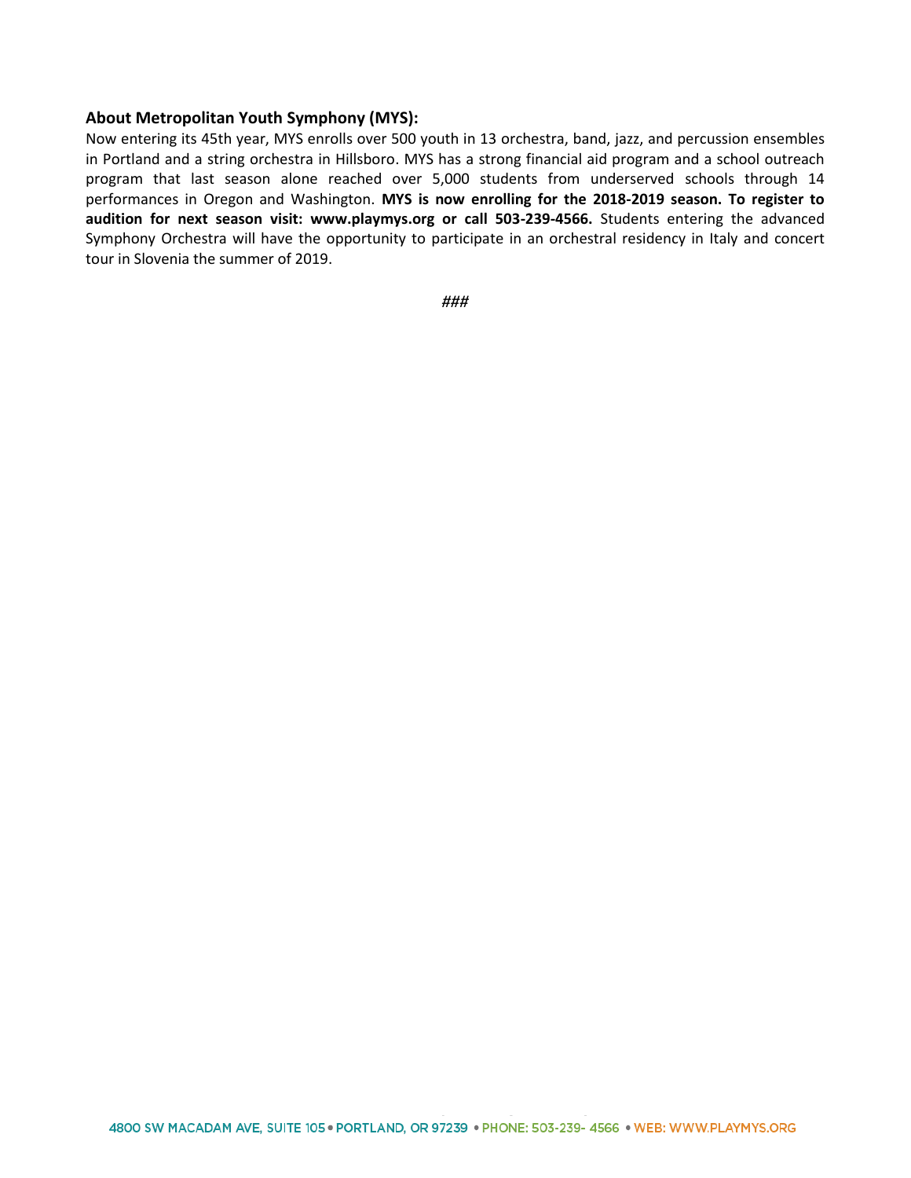**About Metropolitan Youth Symphony (MYS):**

Now entering its 45th year, MYS enrolls over 500 youth in 13 orchestra, band, jazz, and percussion ensembles in Portland and a string orchestra in Hillsboro. MYS has a strong financial aid program and a school outreach program that last season alone reached over 5,000 students from underserved schools through 14 performances in Oregon and Washington. **MYS is now enrolling for the 2018-2019 season. To register to audition for next season visit: www.playmys.org or call 503-239-4566.** Students entering the advanced Symphony Orchestra will have the opportunity to participate in an orchestral residency in Italy and concert tour in Slovenia the summer of 2019.

*###*